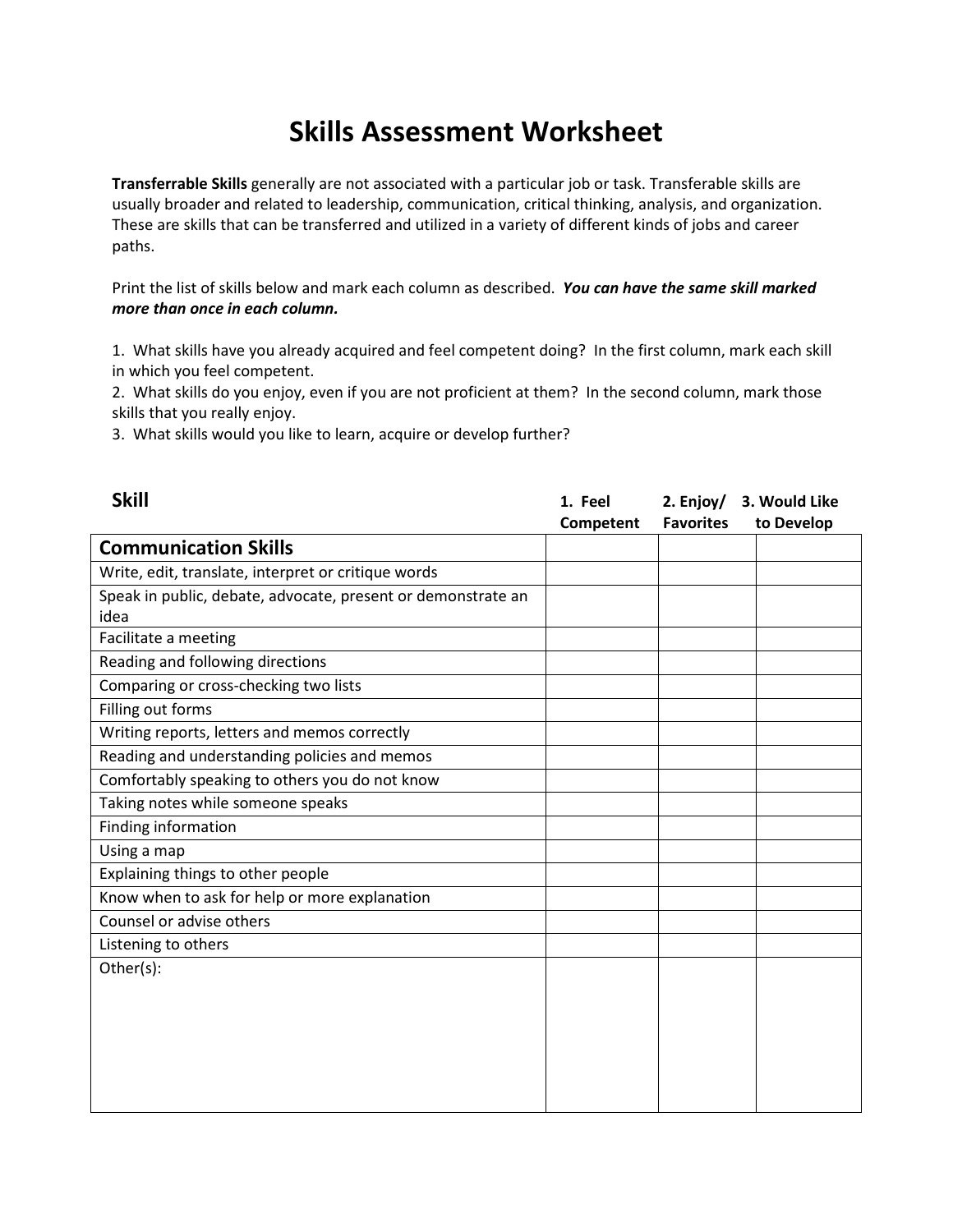# Skills Assessment Worksheet

**Transferrable Skills** generally are not associated with a particular job or task. Transferable skills are usually broader and related to leadership, communication, critical thinking, analysis, and organization. These are skills that can be transferred and utilized in a variety of different kinds of jobs and career paths.

Print the list of skills below and mark each column as described. ***You can have the same skill marked more than once in each column.***

1. What skills have you already acquired and feel competent doing? In the first column, mark each skill in which you feel competent.
2. What skills do you enjoy, even if you are not proficient at them? In the second column, mark those skills that you really enjoy.
3. What skills would you like to learn, acquire or develop further?

| Skill | 1. Feel Competent | 2. Enjoy/ Favorites | 3. Would Like to Develop |
|---|---|---|---|
| **Communication Skills** | | | |
| Write, edit, translate, interpret or critique words | | | |
| Speak in public, debate, advocate, present or demonstrate an idea | | | |
| Facilitate a meeting | | | |
| Reading and following directions | | | |
| Comparing or cross-checking two lists | | | |
| Filling out forms | | | |
| Writing reports, letters and memos correctly | | | |
| Reading and understanding policies and memos | | | |
| Comfortably speaking to others you do not know | | | |
| Taking notes while someone speaks | | | |
| Finding information | | | |
| Using a map | | | |
| Explaining things to other people | | | |
| Know when to ask for help or more explanation | | | |
| Counsel or advise others | | | |
| Listening to others | | | |
| Other(s): | | | |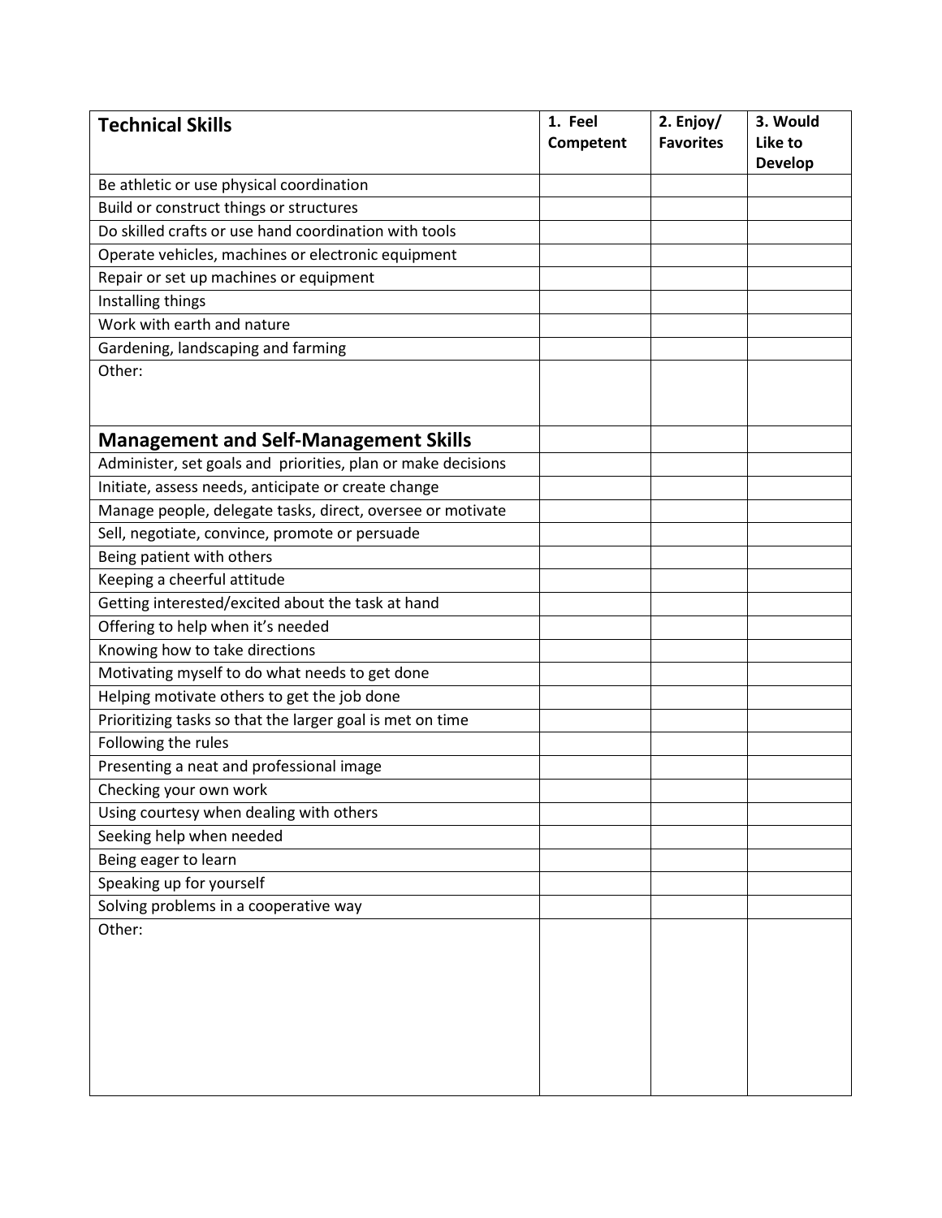| Technical Skills | 1. Feel Competent | 2. Enjoy/ Favorites | 3. Would Like to Develop |
| --- | --- | --- | --- |
| Be athletic or use physical coordination | | | |
| Build or construct things or structures | | | |
| Do skilled crafts or use hand coordination with tools | | | |
| Operate vehicles, machines or electronic equipment | | | |
| Repair or set up machines or equipment | | | |
| Installing things | | | |
| Work with earth and nature | | | |
| Gardening, landscaping and farming | | | |
| Other: | | | |
| **Management and Self-Management Skills** | | | |
| Administer, set goals and priorities, plan or make decisions | | | |
| Initiate, assess needs, anticipate or create change | | | |
| Manage people, delegate tasks, direct, oversee or motivate | | | |
| Sell, negotiate, convince, promote or persuade | | | |
| Being patient with others | | | |
| Keeping a cheerful attitude | | | |
| Getting interested/excited about the task at hand | | | |
| Offering to help when it's needed | | | |
| Knowing how to take directions | | | |
| Motivating myself to do what needs to get done | | | |
| Helping motivate others to get the job done | | | |
| Prioritizing tasks so that the larger goal is met on time | | | |
| Following the rules | | | |
| Presenting a neat and professional image | | | |
| Checking your own work | | | |
| Using courtesy when dealing with others | | | |
| Seeking help when needed | | | |
| Being eager to learn | | | |
| Speaking up for yourself | | | |
| Solving problems in a cooperative way | | | |
| Other: | | | |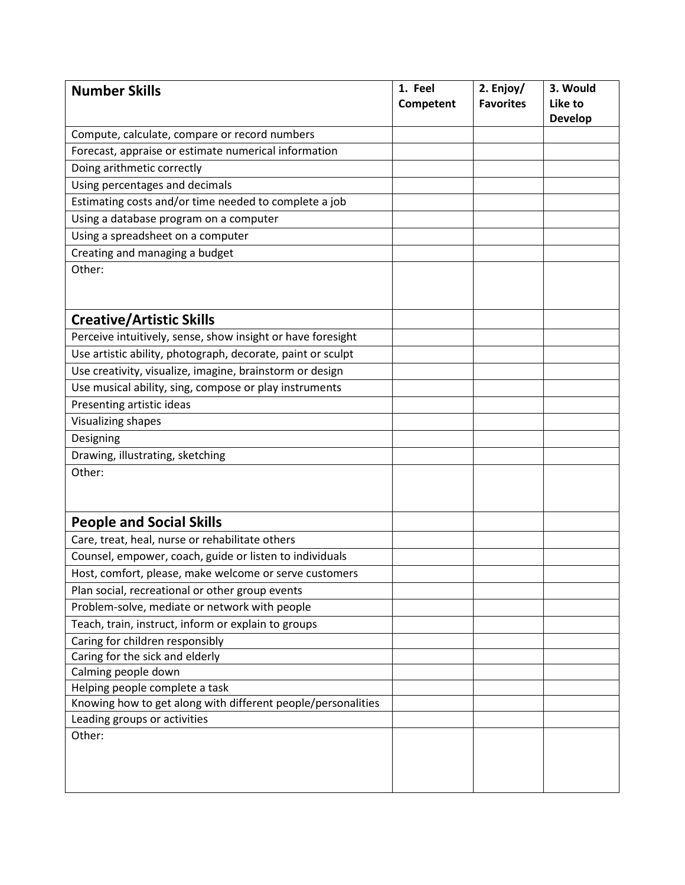| Number Skills | 1. Feel Competent | 2. Enjoy/ Favorites | 3. Would Like to Develop |
|---|---|---|---|
| Compute, calculate, compare or record numbers | | | |
| Forecast, appraise or estimate numerical information | | | |
| Doing arithmetic correctly | | | |
| Using percentages and decimals | | | |
| Estimating costs and/or time needed to complete a job | | | |
| Using a database program on a computer | | | |
| Using a spreadsheet on a computer | | | |
| Creating and managing a budget | | | |
| Other: | | | |
| **Creative/Artistic Skills** | | | |
| Perceive intuitively, sense, show insight or have foresight | | | |
| Use artistic ability, photograph, decorate, paint or sculpt | | | |
| Use creativity, visualize, imagine, brainstorm or design | | | |
| Use musical ability, sing, compose or play instruments | | | |
| Presenting artistic ideas | | | |
| Visualizing shapes | | | |
| Designing | | | |
| Drawing, illustrating, sketching | | | |
| Other: | | | |
| **People and Social Skills** | | | |
| Care, treat, heal, nurse or rehabilitate others | | | |
| Counsel, empower, coach, guide or listen to individuals | | | |
| Host, comfort, please, make welcome or serve customers | | | |
| Plan social, recreational or other group events | | | |
| Problem-solve, mediate or network with people | | | |
| Teach, train, instruct, inform or explain to groups | | | |
| Caring for children responsibly | | | |
| Caring for the sick and elderly | | | |
| Calming people down | | | |
| Helping people complete a task | | | |
| Knowing how to get along with different people/personalities | | | |
| Leading groups or activities | | | |
| Other: | | | |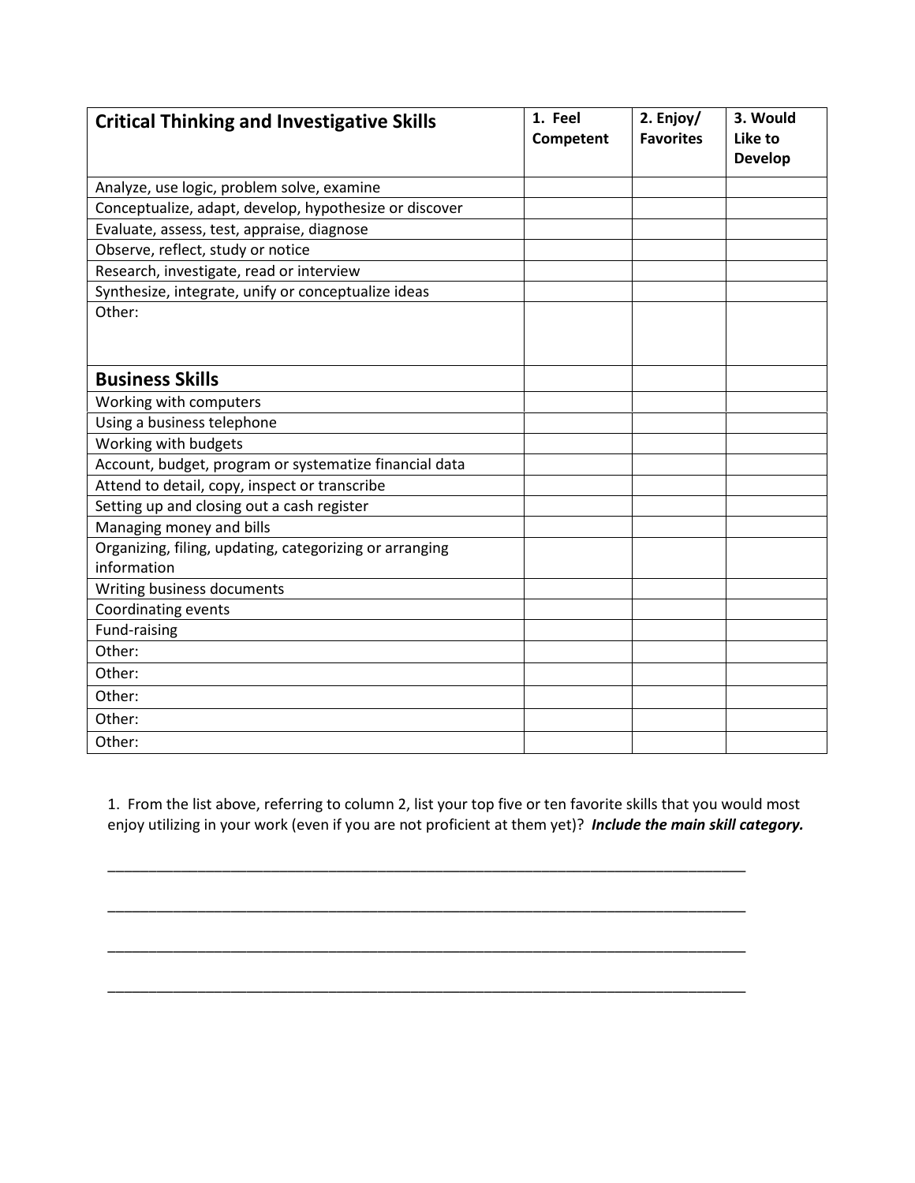| Critical Thinking and Investigative Skills | 1. Feel Competent | 2. Enjoy/ Favorites | 3. Would Like to Develop |
|---|---|---|---|
| Analyze, use logic, problem solve, examine | | | |
| Conceptualize, adapt, develop, hypothesize or discover | | | |
| Evaluate, assess, test, appraise, diagnose | | | |
| Observe, reflect, study or notice | | | |
| Research, investigate, read or interview | | | |
| Synthesize, integrate, unify or conceptualize ideas | | | |
| Other: | | | |
| **Business Skills** | | | |
| Working with computers | | | |
| Using a business telephone | | | |
| Working with budgets | | | |
| Account, budget, program or systematize financial data | | | |
| Attend to detail, copy, inspect or transcribe | | | |
| Setting up and closing out a cash register | | | |
| Managing money and bills | | | |
| Organizing, filing, updating, categorizing or arranging information | | | |
| Writing business documents | | | |
| Coordinating events | | | |
| Fund-raising | | | |
| Other: | | | |
| Other: | | | |
| Other: | | | |
| Other: | | | |
| Other: | | | |

1. From the list above, referring to column 2, list your top five or ten favorite skills that you would most enjoy utilizing in your work (even if you are not proficient at them yet)? ***Include the main skill category.***

_______________________________________________________________________________

_______________________________________________________________________________

_______________________________________________________________________________

_______________________________________________________________________________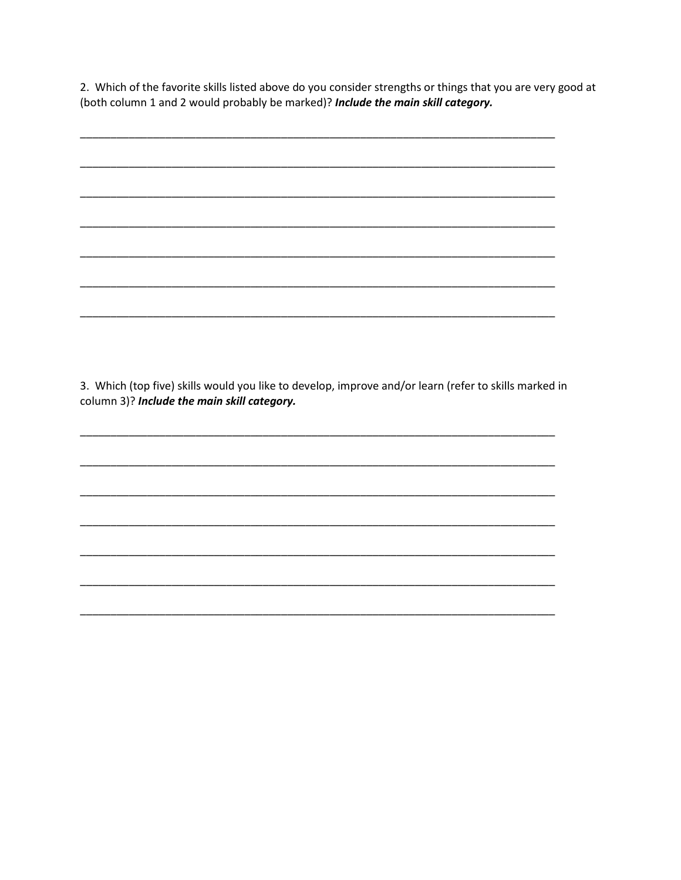2. Which of the favorite skills listed above do you consider strengths or things that you are very good at (both column 1 and 2 would probably be marked)? ***Include the main skill category.***

_______________________________________________________________________________

_______________________________________________________________________________

_______________________________________________________________________________

_______________________________________________________________________________

_______________________________________________________________________________

_______________________________________________________________________________

_______________________________________________________________________________

3. Which (top five) skills would you like to develop, improve and/or learn (refer to skills marked in column 3)? ***Include the main skill category.***

_______________________________________________________________________________

_______________________________________________________________________________

_______________________________________________________________________________

_______________________________________________________________________________

_______________________________________________________________________________

_______________________________________________________________________________

_______________________________________________________________________________